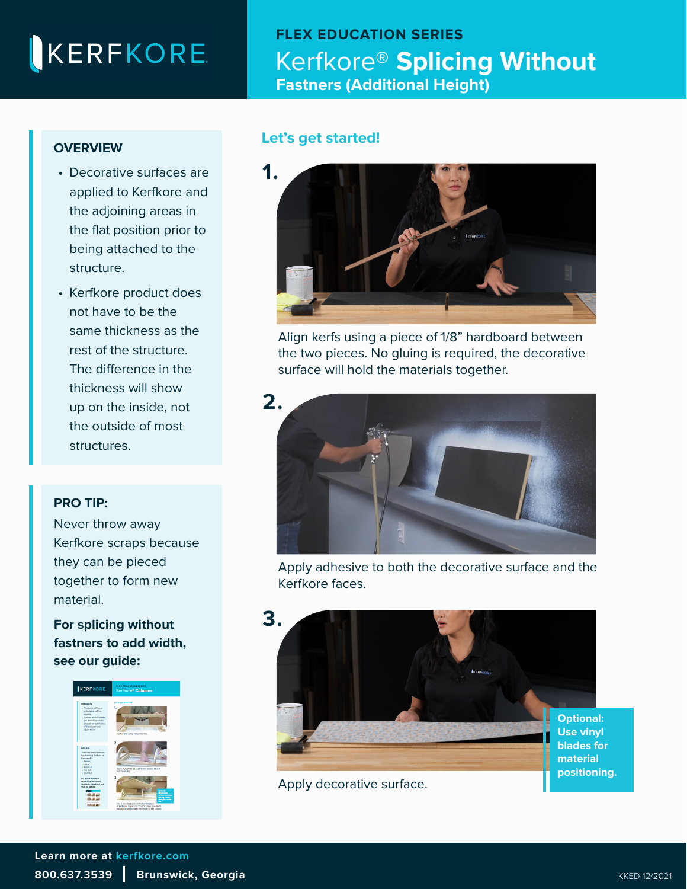KERFKORE

FLEX EDUCATION SERIES

# Kerfkore® Splicing Without Fastners (Additional Height)

## OVERVIEW

- Decorative surfaces are applied to Kerfkore and the adjoining areas in the flat position prior to being attached to the structure.
- Kerfkore product does not have to be the same thickness as the rest of the structure. The difference in the thickness will show up on the inside, not the outside of most structures.

## PRO TIP:

Never throw away Kerfkore scraps because they can be pieced together to form new material.

**For splicing without fastners to add width, see our guide:**

## Let's get started!

**1.**

Align kerfs using a piece of 1/8" hardboard between the two pieces. No gluing is required, the decorative surface will hold the materials together.

**2.**

Apply adhesive to both the decorative surface and the Kerfkore faces.

**3.**

Apply decorative surface.

**Optional: Use vinyl blades for material positioning.**

**Learn more at kerfkore.com**

**800.637.3539 | Brunswick, Georgia**

KKED-12/2021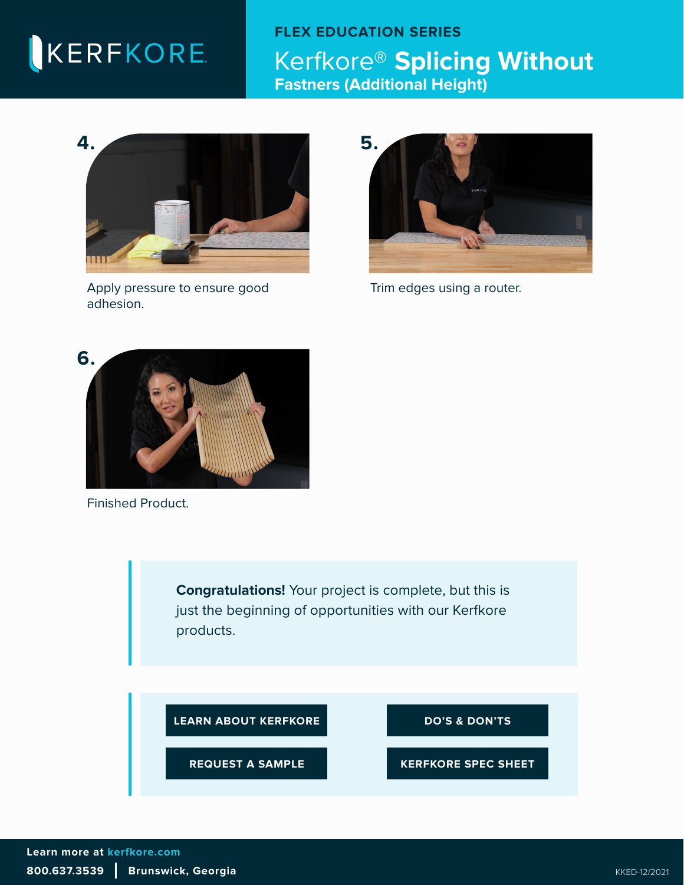# KERFKORE

FLEX EDUCATION SERIES

## Kerfkore® Splicing Without Fastners (Additional Height)

**4.**

Apply pressure to ensure good adhesion.

**5.**

Trim edges using a router.

**6.**

Finished Product.

**Congratulations!** Your project is complete, but this is just the beginning of opportunities with our Kerfkore products.

LEARN ABOUT KERFKORE

DO'S & DON'TS

REQUEST A SAMPLE

KERFKORE SPEC SHEET

Learn more at kerfkore.com

800.637.3539 | Brunswick, Georgia

KKED-12/2021